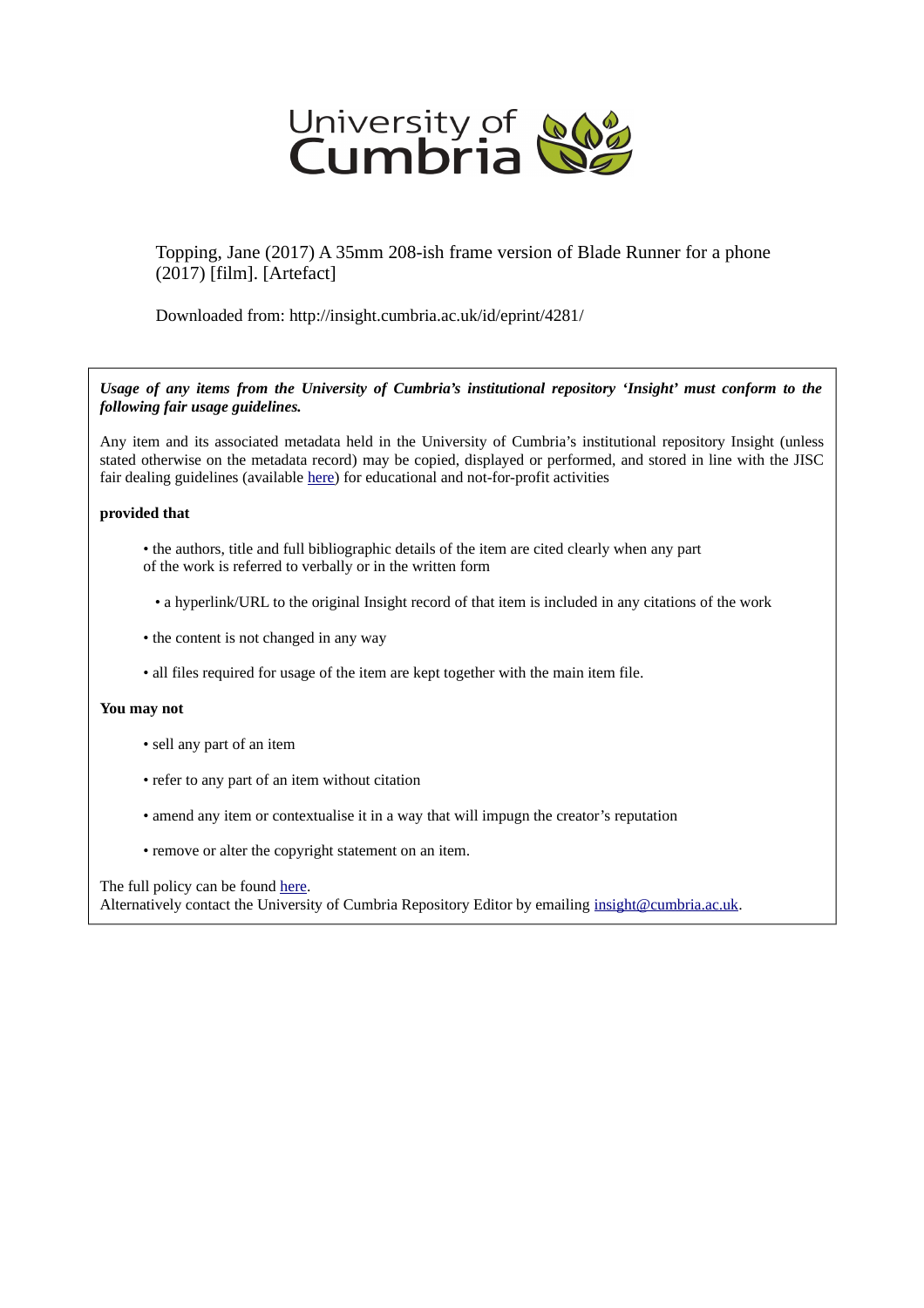University of Cumbria

Topping, Jane (2017) A 35mm 208-ish frame version of Blade Runner for a phone (2017) [film]. [Artefact]

Downloaded from: http://insight.cumbria.ac.uk/id/eprint/4281/

***Usage of any items from the University of Cumbria's institutional repository 'Insight' must conform to the following fair usage guidelines.***

Any item and its associated metadata held in the University of Cumbria's institutional repository Insight (unless stated otherwise on the metadata record) may be copied, displayed or performed, and stored in line with the JISC fair dealing guidelines (available [here](#)) for educational and not-for-profit activities

**provided that**

- the authors, title and full bibliographic details of the item are cited clearly when any part of the work is referred to verbally or in the written form
- a hyperlink/URL to the original Insight record of that item is included in any citations of the work
- the content is not changed in any way
- all files required for usage of the item are kept together with the main item file.

**You may not**

- sell any part of an item
- refer to any part of an item without citation
- amend any item or contextualise it in a way that will impugn the creator's reputation
- remove or alter the copyright statement on an item.

The full policy can be found [here](#).
Alternatively contact the University of Cumbria Repository Editor by emailing [insight@cumbria.ac.uk](mailto:insight@cumbria.ac.uk).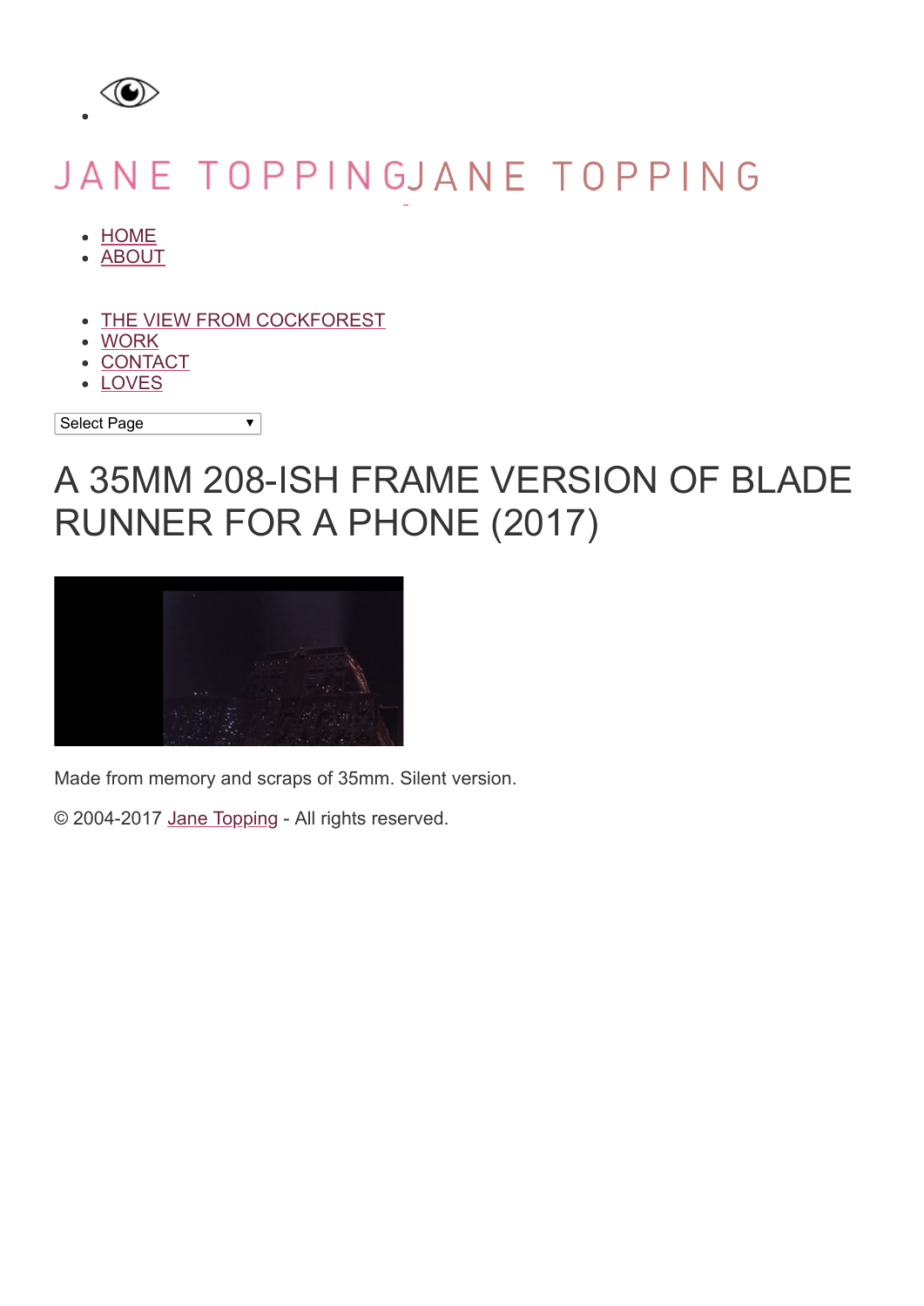JANE TOPPINGJANE TOPPING

- HOME
- ABOUT

- THE VIEW FROM COCKFOREST
- WORK
- CONTACT
- LOVES

Select Page

# A 35MM 208-ISH FRAME VERSION OF BLADE RUNNER FOR A PHONE (2017)

Made from memory and scraps of 35mm. Silent version.

© 2004-2017 Jane Topping - All rights reserved.